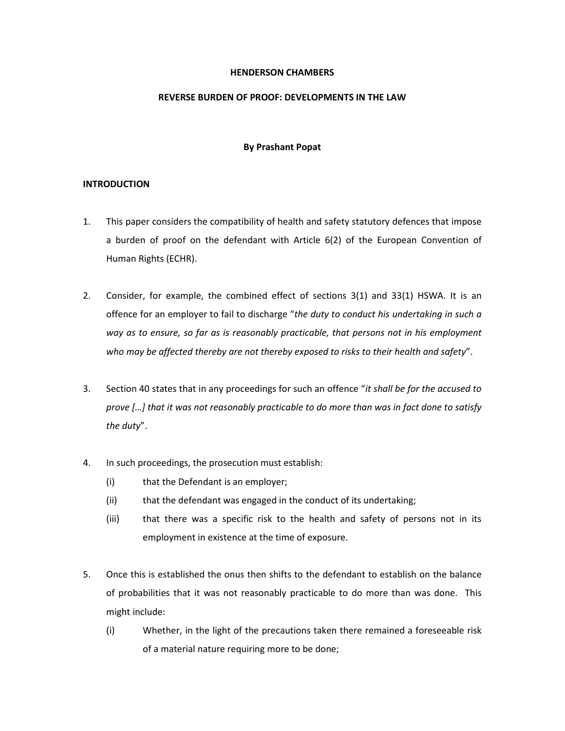# HENDERSON CHAMBERS

## REVERSE BURDEN OF PROOF: DEVELOPMENTS IN THE LAW

**By Prashant Popat**

### INTRODUCTION

1. This paper considers the compatibility of health and safety statutory defences that impose a burden of proof on the defendant with Article 6(2) of the European Convention of Human Rights (ECHR).

2. Consider, for example, the combined effect of sections 3(1) and 33(1) HSWA. It is an offence for an employer to fail to discharge "*the duty to conduct his undertaking in such a way as to ensure, so far as is reasonably practicable, that persons not in his employment who may be affected thereby are not thereby exposed to risks to their health and safety*".

3. Section 40 states that in any proceedings for such an offence "*it shall be for the accused to prove […] that it was not reasonably practicable to do more than was in fact done to satisfy the duty*".

4. In such proceedings, the prosecution must establish:
   - (i) that the Defendant is an employer;
   - (ii) that the defendant was engaged in the conduct of its undertaking;
   - (iii) that there was a specific risk to the health and safety of persons not in its employment in existence at the time of exposure.

5. Once this is established the onus then shifts to the defendant to establish on the balance of probabilities that it was not reasonably practicable to do more than was done. This might include:
   - (i) Whether, in the light of the precautions taken there remained a foreseeable risk of a material nature requiring more to be done;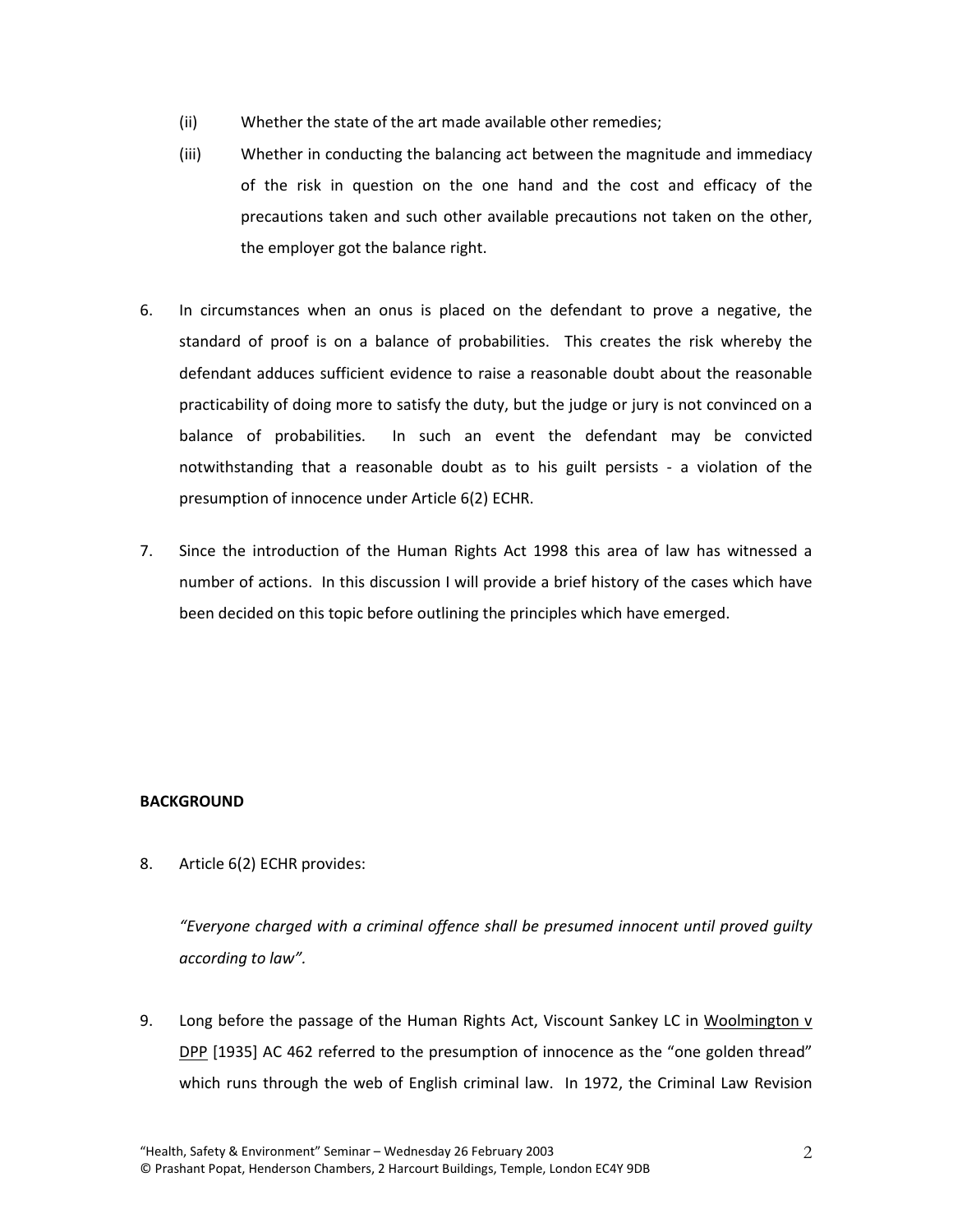(ii) Whether the state of the art made available other remedies;

(iii) Whether in conducting the balancing act between the magnitude and immediacy of the risk in question on the one hand and the cost and efficacy of the precautions taken and such other available precautions not taken on the other, the employer got the balance right.

6. In circumstances when an onus is placed on the defendant to prove a negative, the standard of proof is on a balance of probabilities. This creates the risk whereby the defendant adduces sufficient evidence to raise a reasonable doubt about the reasonable practicability of doing more to satisfy the duty, but the judge or jury is not convinced on a balance of probabilities. In such an event the defendant may be convicted notwithstanding that a reasonable doubt as to his guilt persists - a violation of the presumption of innocence under Article 6(2) ECHR.

7. Since the introduction of the Human Rights Act 1998 this area of law has witnessed a number of actions. In this discussion I will provide a brief history of the cases which have been decided on this topic before outlining the principles which have emerged.

**BACKGROUND**

8. Article 6(2) ECHR provides:

   *"Everyone charged with a criminal offence shall be presumed innocent until proved guilty according to law".*

9. Long before the passage of the Human Rights Act, Viscount Sankey LC in Woolmington v DPP [1935] AC 462 referred to the presumption of innocence as the "one golden thread" which runs through the web of English criminal law. In 1972, the Criminal Law Revision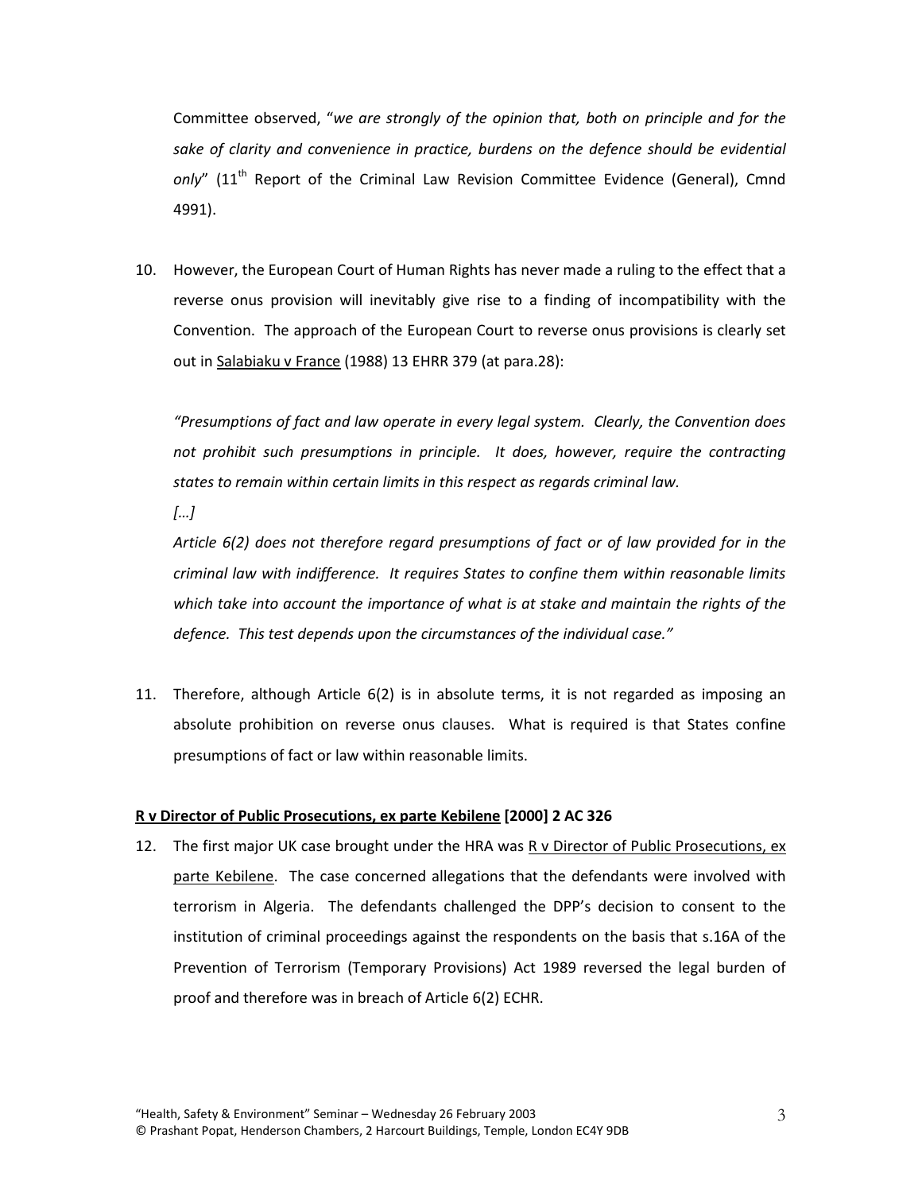Committee observed, "*we are strongly of the opinion that, both on principle and for the sake of clarity and convenience in practice, burdens on the defence should be evidential only*" (11th Report of the Criminal Law Revision Committee Evidence (General), Cmnd 4991).

10. However, the European Court of Human Rights has never made a ruling to the effect that a reverse onus provision will inevitably give rise to a finding of incompatibility with the Convention. The approach of the European Court to reverse onus provisions is clearly set out in Salabiaku v France (1988) 13 EHRR 379 (at para.28):

    *"Presumptions of fact and law operate in every legal system. Clearly, the Convention does not prohibit such presumptions in principle. It does, however, require the contracting states to remain within certain limits in this respect as regards criminal law.*

    *[…]*

    *Article 6(2) does not therefore regard presumptions of fact or of law provided for in the criminal law with indifference. It requires States to confine them within reasonable limits which take into account the importance of what is at stake and maintain the rights of the defence. This test depends upon the circumstances of the individual case."*

11. Therefore, although Article 6(2) is in absolute terms, it is not regarded as imposing an absolute prohibition on reverse onus clauses. What is required is that States confine presumptions of fact or law within reasonable limits.

**R v Director of Public Prosecutions, ex parte Kebilene [2000] 2 AC 326**

12. The first major UK case brought under the HRA was R v Director of Public Prosecutions, ex parte Kebilene. The case concerned allegations that the defendants were involved with terrorism in Algeria. The defendants challenged the DPP's decision to consent to the institution of criminal proceedings against the respondents on the basis that s.16A of the Prevention of Terrorism (Temporary Provisions) Act 1989 reversed the legal burden of proof and therefore was in breach of Article 6(2) ECHR.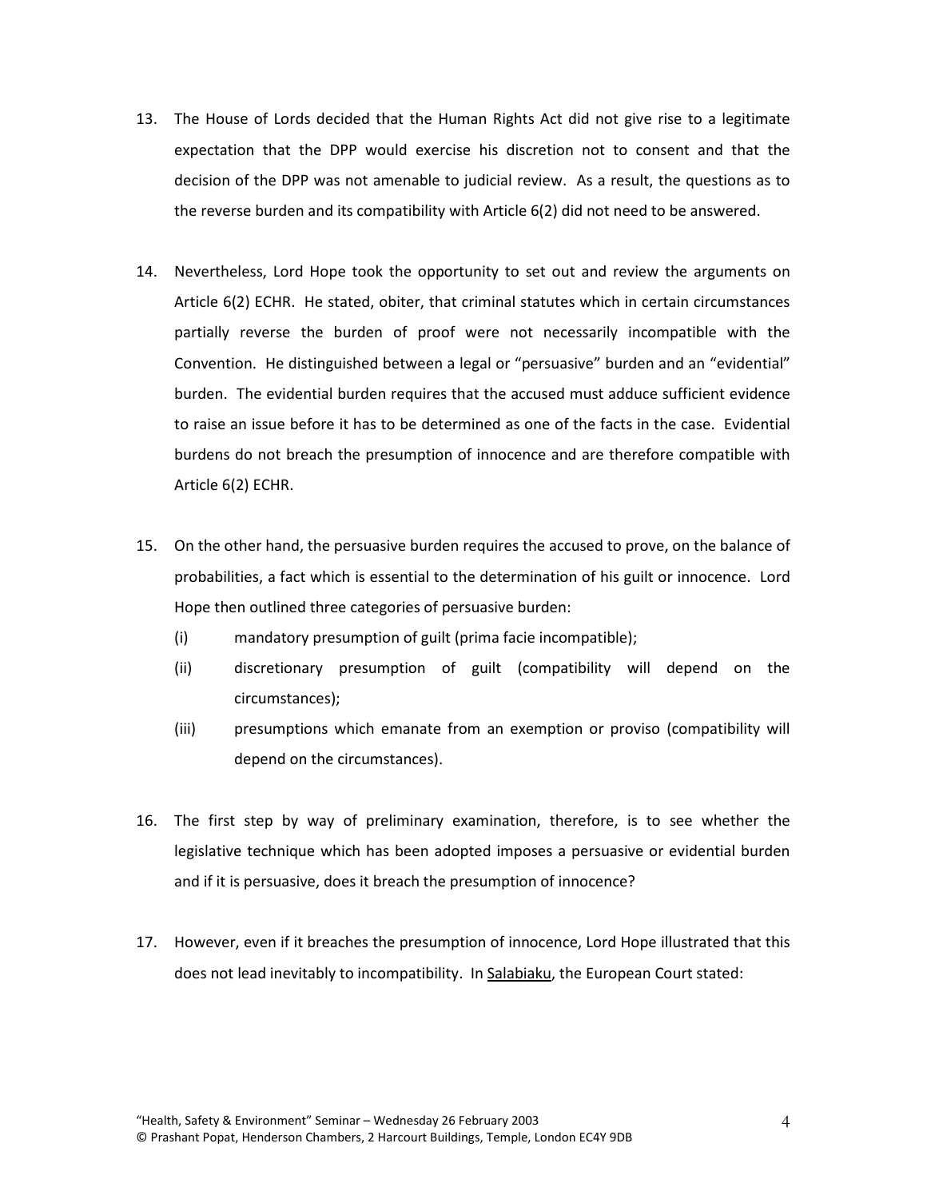13. The House of Lords decided that the Human Rights Act did not give rise to a legitimate expectation that the DPP would exercise his discretion not to consent and that the decision of the DPP was not amenable to judicial review. As a result, the questions as to the reverse burden and its compatibility with Article 6(2) did not need to be answered.

14. Nevertheless, Lord Hope took the opportunity to set out and review the arguments on Article 6(2) ECHR. He stated, obiter, that criminal statutes which in certain circumstances partially reverse the burden of proof were not necessarily incompatible with the Convention. He distinguished between a legal or "persuasive" burden and an "evidential" burden. The evidential burden requires that the accused must adduce sufficient evidence to raise an issue before it has to be determined as one of the facts in the case. Evidential burdens do not breach the presumption of innocence and are therefore compatible with Article 6(2) ECHR.

15. On the other hand, the persuasive burden requires the accused to prove, on the balance of probabilities, a fact which is essential to the determination of his guilt or innocence. Lord Hope then outlined three categories of persuasive burden:
    (i) mandatory presumption of guilt (prima facie incompatible);
    (ii) discretionary presumption of guilt (compatibility will depend on the circumstances);
    (iii) presumptions which emanate from an exemption or proviso (compatibility will depend on the circumstances).

16. The first step by way of preliminary examination, therefore, is to see whether the legislative technique which has been adopted imposes a persuasive or evidential burden and if it is persuasive, does it breach the presumption of innocence?

17. However, even if it breaches the presumption of innocence, Lord Hope illustrated that this does not lead inevitably to incompatibility. In Salabiaku, the European Court stated: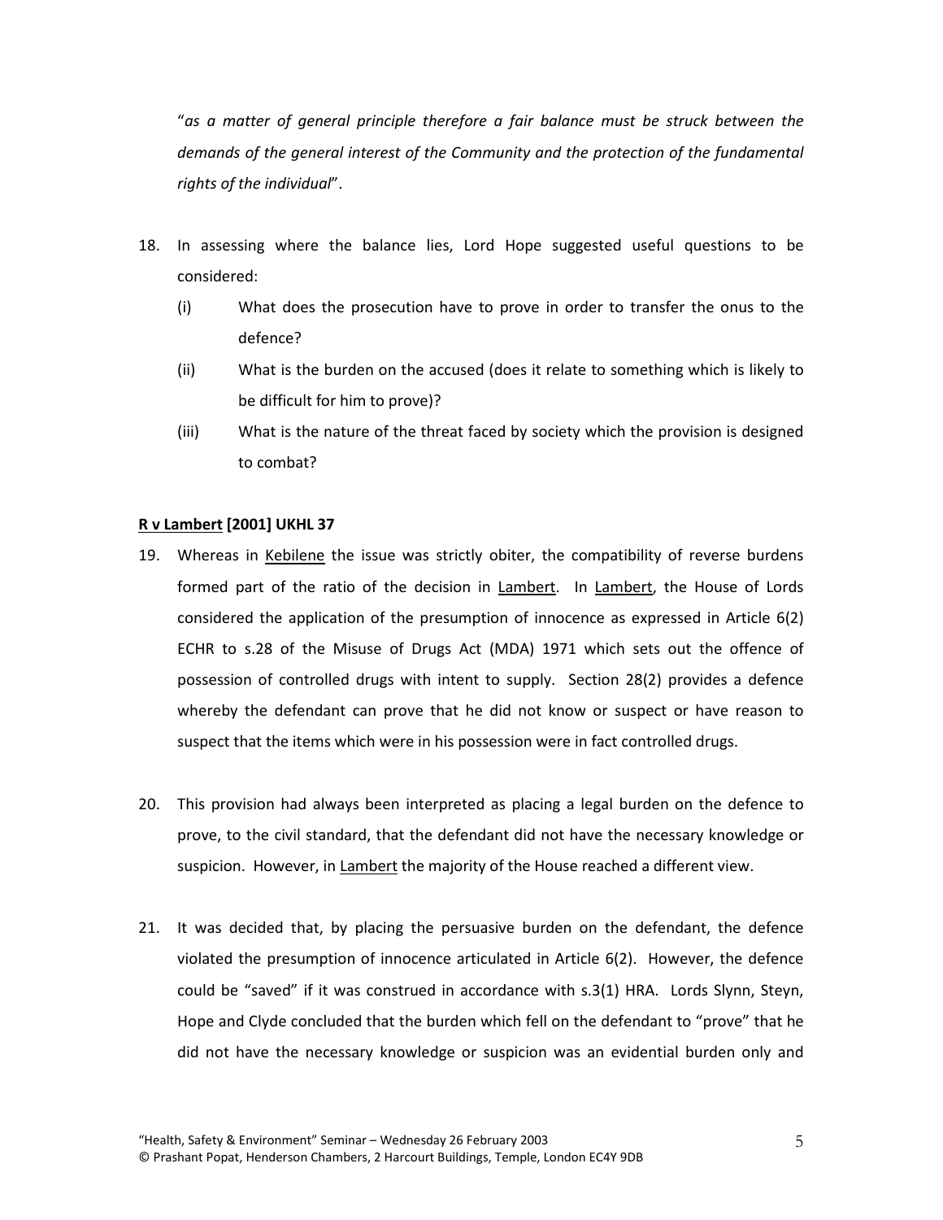"*as a matter of general principle therefore a fair balance must be struck between the demands of the general interest of the Community and the protection of the fundamental rights of the individual*".

18. In assessing where the balance lies, Lord Hope suggested useful questions to be considered:

    (i) What does the prosecution have to prove in order to transfer the onus to the defence?

    (ii) What is the burden on the accused (does it relate to something which is likely to be difficult for him to prove)?

    (iii) What is the nature of the threat faced by society which the provision is designed to combat?

**R v Lambert [2001] UKHL 37**

19. Whereas in Kebilene the issue was strictly obiter, the compatibility of reverse burdens formed part of the ratio of the decision in Lambert. In Lambert, the House of Lords considered the application of the presumption of innocence as expressed in Article 6(2) ECHR to s.28 of the Misuse of Drugs Act (MDA) 1971 which sets out the offence of possession of controlled drugs with intent to supply. Section 28(2) provides a defence whereby the defendant can prove that he did not know or suspect or have reason to suspect that the items which were in his possession were in fact controlled drugs.

20. This provision had always been interpreted as placing a legal burden on the defence to prove, to the civil standard, that the defendant did not have the necessary knowledge or suspicion. However, in Lambert the majority of the House reached a different view.

21. It was decided that, by placing the persuasive burden on the defendant, the defence violated the presumption of innocence articulated in Article 6(2). However, the defence could be "saved" if it was construed in accordance with s.3(1) HRA. Lords Slynn, Steyn, Hope and Clyde concluded that the burden which fell on the defendant to "prove" that he did not have the necessary knowledge or suspicion was an evidential burden only and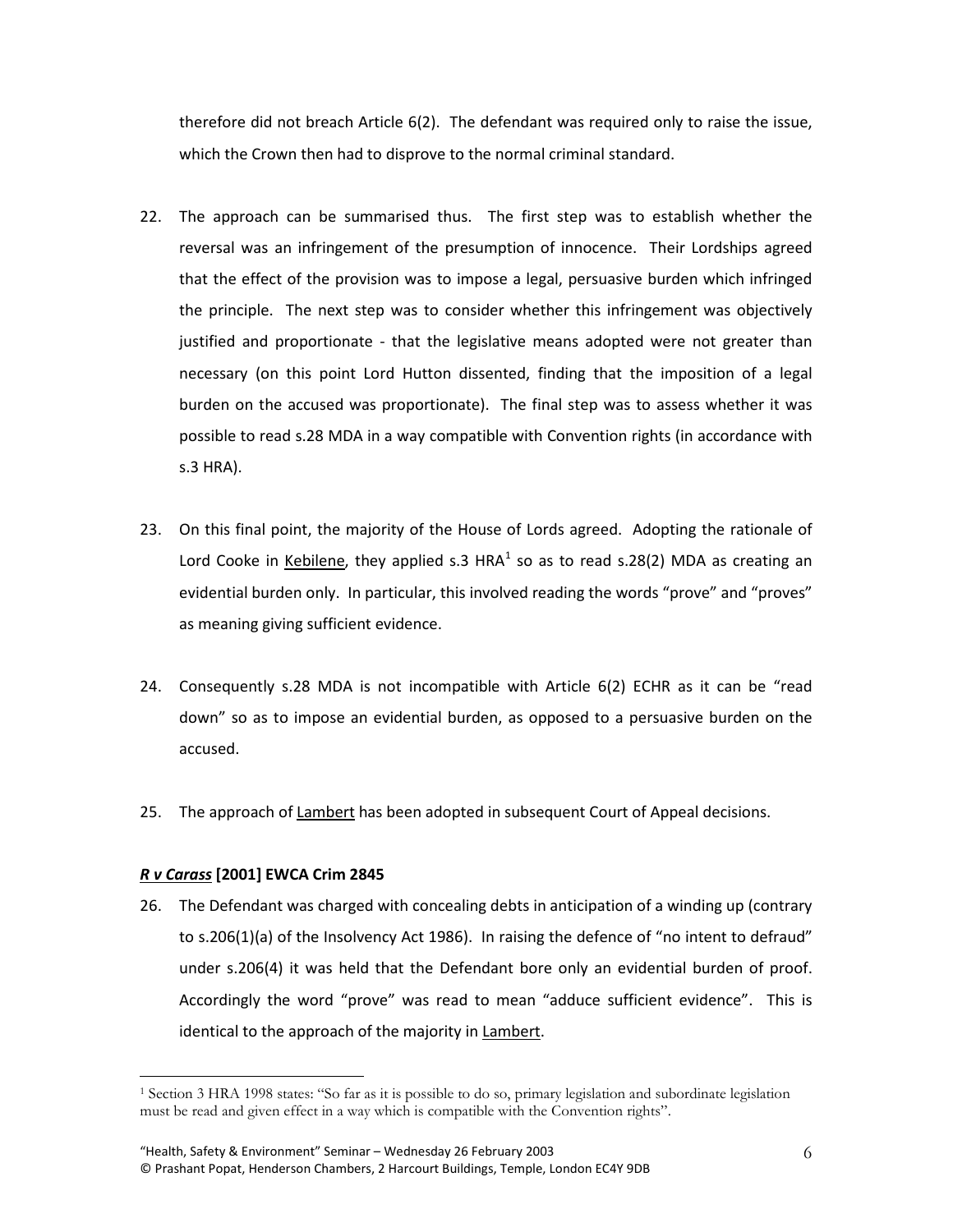therefore did not breach Article 6(2). The defendant was required only to raise the issue, which the Crown then had to disprove to the normal criminal standard.

22. The approach can be summarised thus. The first step was to establish whether the reversal was an infringement of the presumption of innocence. Their Lordships agreed that the effect of the provision was to impose a legal, persuasive burden which infringed the principle. The next step was to consider whether this infringement was objectively justified and proportionate - that the legislative means adopted were not greater than necessary (on this point Lord Hutton dissented, finding that the imposition of a legal burden on the accused was proportionate). The final step was to assess whether it was possible to read s.28 MDA in a way compatible with Convention rights (in accordance with s.3 HRA).

23. On this final point, the majority of the House of Lords agreed. Adopting the rationale of Lord Cooke in Kebilene, they applied s.3 HRA[1] so as to read s.28(2) MDA as creating an evidential burden only. In particular, this involved reading the words "prove" and "proves" as meaning giving sufficient evidence.

24. Consequently s.28 MDA is not incompatible with Article 6(2) ECHR as it can be "read down" so as to impose an evidential burden, as opposed to a persuasive burden on the accused.

25. The approach of Lambert has been adopted in subsequent Court of Appeal decisions.

### ***R v Carass*** **[2001] EWCA Crim 2845**

26. The Defendant was charged with concealing debts in anticipation of a winding up (contrary to s.206(1)(a) of the Insolvency Act 1986). In raising the defence of "no intent to defraud" under s.206(4) it was held that the Defendant bore only an evidential burden of proof. Accordingly the word "prove" was read to mean "adduce sufficient evidence". This is identical to the approach of the majority in Lambert.

---

[1] Section 3 HRA 1998 states: "So far as it is possible to do so, primary legislation and subordinate legislation must be read and given effect in a way which is compatible with the Convention rights".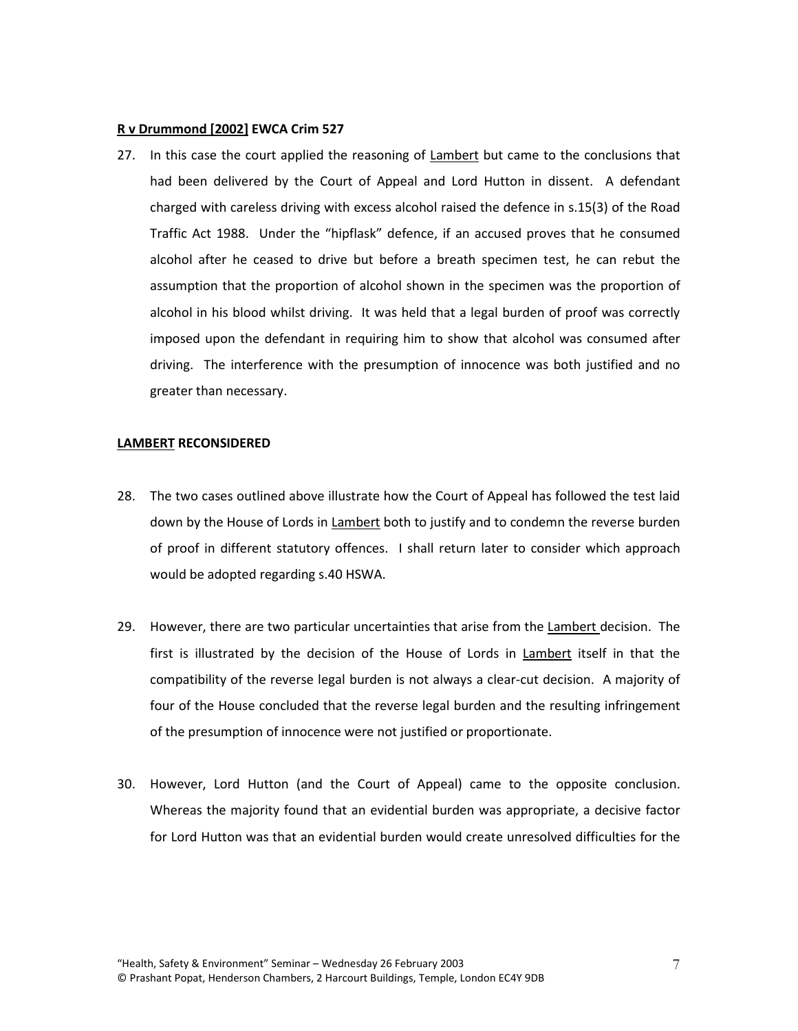**<u>R v Drummond [2002]</u> EWCA Crim 527**

27. In this case the court applied the reasoning of <u>Lambert</u> but came to the conclusions that had been delivered by the Court of Appeal and Lord Hutton in dissent. A defendant charged with careless driving with excess alcohol raised the defence in s.15(3) of the Road Traffic Act 1988. Under the "hipflask" defence, if an accused proves that he consumed alcohol after he ceased to drive but before a breath specimen test, he can rebut the assumption that the proportion of alcohol shown in the specimen was the proportion of alcohol in his blood whilst driving. It was held that a legal burden of proof was correctly imposed upon the defendant in requiring him to show that alcohol was consumed after driving. The interference with the presumption of innocence was both justified and no greater than necessary.

**<u>LAMBERT</u> RECONSIDERED**

28. The two cases outlined above illustrate how the Court of Appeal has followed the test laid down by the House of Lords in <u>Lambert</u> both to justify and to condemn the reverse burden of proof in different statutory offences. I shall return later to consider which approach would be adopted regarding s.40 HSWA.

29. However, there are two particular uncertainties that arise from the <u>Lambert</u> decision. The first is illustrated by the decision of the House of Lords in <u>Lambert</u> itself in that the compatibility of the reverse legal burden is not always a clear-cut decision. A majority of four of the House concluded that the reverse legal burden and the resulting infringement of the presumption of innocence were not justified or proportionate.

30. However, Lord Hutton (and the Court of Appeal) came to the opposite conclusion. Whereas the majority found that an evidential burden was appropriate, a decisive factor for Lord Hutton was that an evidential burden would create unresolved difficulties for the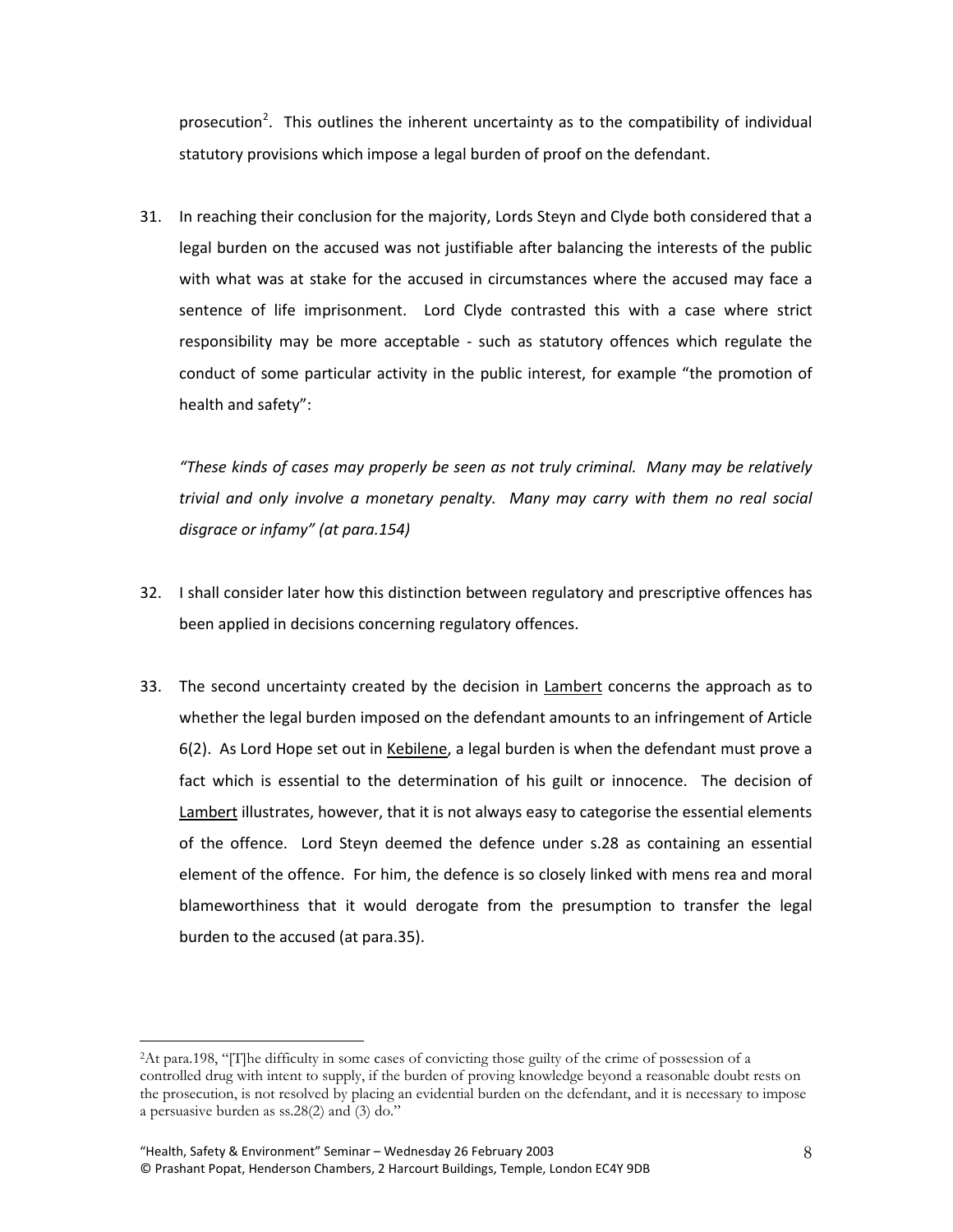prosecution[2]. This outlines the inherent uncertainty as to the compatibility of individual statutory provisions which impose a legal burden of proof on the defendant.

31. In reaching their conclusion for the majority, Lords Steyn and Clyde both considered that a legal burden on the accused was not justifiable after balancing the interests of the public with what was at stake for the accused in circumstances where the accused may face a sentence of life imprisonment. Lord Clyde contrasted this with a case where strict responsibility may be more acceptable - such as statutory offences which regulate the conduct of some particular activity in the public interest, for example "the promotion of health and safety":

    *"These kinds of cases may properly be seen as not truly criminal. Many may be relatively trivial and only involve a monetary penalty. Many may carry with them no real social disgrace or infamy" (at para.154)*

32. I shall consider later how this distinction between regulatory and prescriptive offences has been applied in decisions concerning regulatory offences.

33. The second uncertainty created by the decision in Lambert concerns the approach as to whether the legal burden imposed on the defendant amounts to an infringement of Article 6(2). As Lord Hope set out in Kebilene, a legal burden is when the defendant must prove a fact which is essential to the determination of his guilt or innocence. The decision of Lambert illustrates, however, that it is not always easy to categorise the essential elements of the offence. Lord Steyn deemed the defence under s.28 as containing an essential element of the offence. For him, the defence is so closely linked with mens rea and moral blameworthiness that it would derogate from the presumption to transfer the legal burden to the accused (at para.35).

---

[2] At para.198, "[T]he difficulty in some cases of convicting those guilty of the crime of possession of a controlled drug with intent to supply, if the burden of proving knowledge beyond a reasonable doubt rests on the prosecution, is not resolved by placing an evidential burden on the defendant, and it is necessary to impose a persuasive burden as ss.28(2) and (3) do."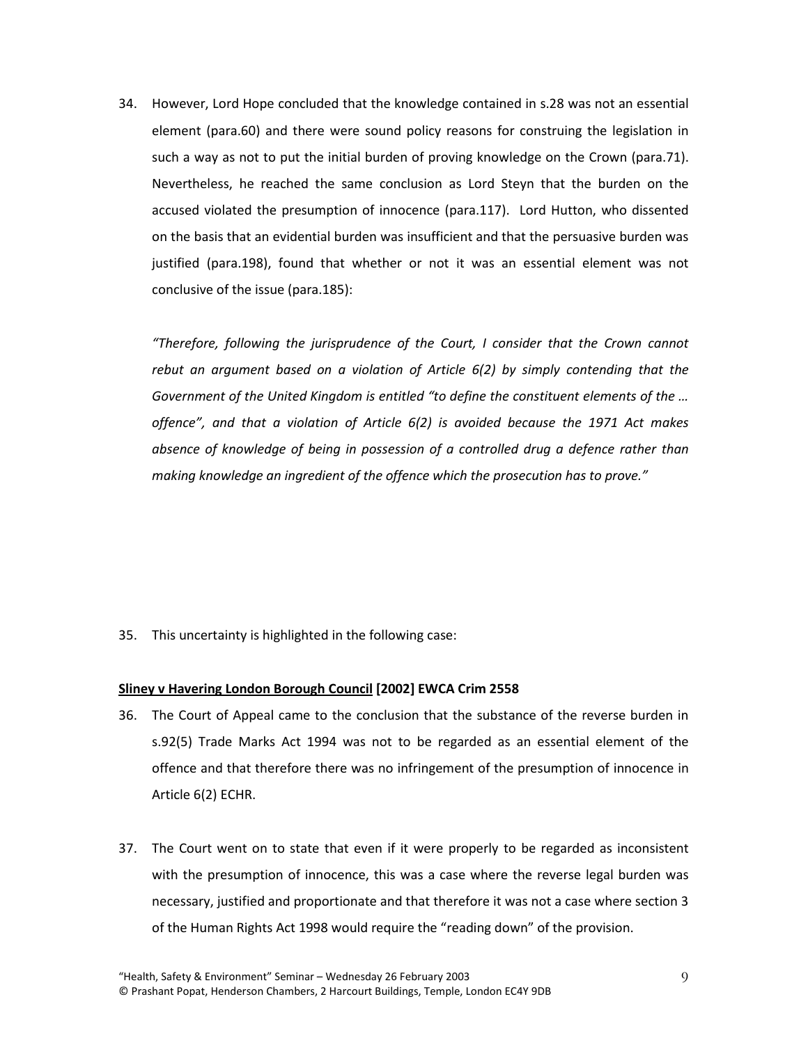34. However, Lord Hope concluded that the knowledge contained in s.28 was not an essential element (para.60) and there were sound policy reasons for construing the legislation in such a way as not to put the initial burden of proving knowledge on the Crown (para.71). Nevertheless, he reached the same conclusion as Lord Steyn that the burden on the accused violated the presumption of innocence (para.117). Lord Hutton, who dissented on the basis that an evidential burden was insufficient and that the persuasive burden was justified (para.198), found that whether or not it was an essential element was not conclusive of the issue (para.185):

*"Therefore, following the jurisprudence of the Court, I consider that the Crown cannot rebut an argument based on a violation of Article 6(2) by simply contending that the Government of the United Kingdom is entitled "to define the constituent elements of the … offence", and that a violation of Article 6(2) is avoided because the 1971 Act makes absence of knowledge of being in possession of a controlled drug a defence rather than making knowledge an ingredient of the offence which the prosecution has to prove."*

35. This uncertainty is highlighted in the following case:

**Sliney v Havering London Borough Council [2002] EWCA Crim 2558**

36. The Court of Appeal came to the conclusion that the substance of the reverse burden in s.92(5) Trade Marks Act 1994 was not to be regarded as an essential element of the offence and that therefore there was no infringement of the presumption of innocence in Article 6(2) ECHR.

37. The Court went on to state that even if it were properly to be regarded as inconsistent with the presumption of innocence, this was a case where the reverse legal burden was necessary, justified and proportionate and that therefore it was not a case where section 3 of the Human Rights Act 1998 would require the "reading down" of the provision.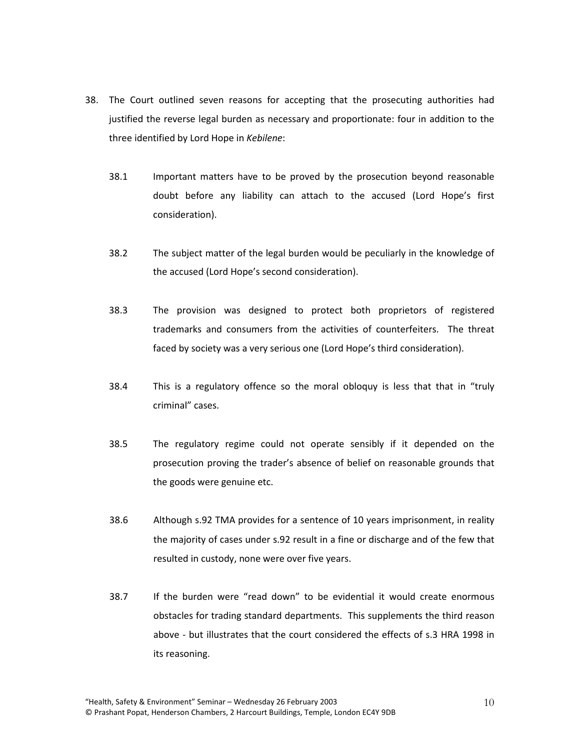38. The Court outlined seven reasons for accepting that the prosecuting authorities had justified the reverse legal burden as necessary and proportionate: four in addition to the three identified by Lord Hope in *Kebilene*:

    38.1 Important matters have to be proved by the prosecution beyond reasonable doubt before any liability can attach to the accused (Lord Hope's first consideration).

    38.2 The subject matter of the legal burden would be peculiarly in the knowledge of the accused (Lord Hope's second consideration).

    38.3 The provision was designed to protect both proprietors of registered trademarks and consumers from the activities of counterfeiters. The threat faced by society was a very serious one (Lord Hope's third consideration).

    38.4 This is a regulatory offence so the moral obloquy is less that that in "truly criminal" cases.

    38.5 The regulatory regime could not operate sensibly if it depended on the prosecution proving the trader's absence of belief on reasonable grounds that the goods were genuine etc.

    38.6 Although s.92 TMA provides for a sentence of 10 years imprisonment, in reality the majority of cases under s.92 result in a fine or discharge and of the few that resulted in custody, none were over five years.

    38.7 If the burden were "read down" to be evidential it would create enormous obstacles for trading standard departments. This supplements the third reason above - but illustrates that the court considered the effects of s.3 HRA 1998 in its reasoning.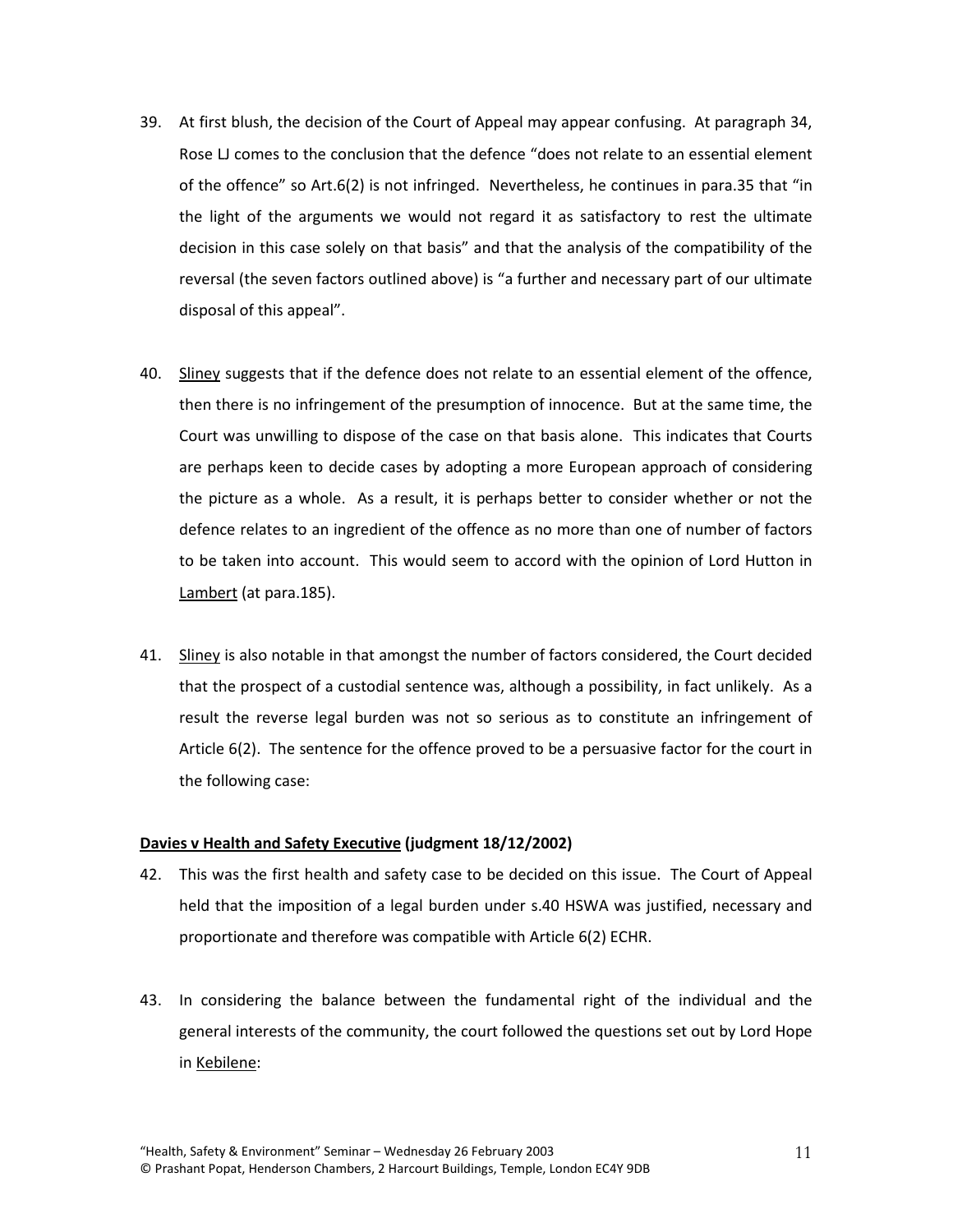39. At first blush, the decision of the Court of Appeal may appear confusing. At paragraph 34, Rose LJ comes to the conclusion that the defence "does not relate to an essential element of the offence" so Art.6(2) is not infringed. Nevertheless, he continues in para.35 that "in the light of the arguments we would not regard it as satisfactory to rest the ultimate decision in this case solely on that basis" and that the analysis of the compatibility of the reversal (the seven factors outlined above) is "a further and necessary part of our ultimate disposal of this appeal".

40. Sliney suggests that if the defence does not relate to an essential element of the offence, then there is no infringement of the presumption of innocence. But at the same time, the Court was unwilling to dispose of the case on that basis alone. This indicates that Courts are perhaps keen to decide cases by adopting a more European approach of considering the picture as a whole. As a result, it is perhaps better to consider whether or not the defence relates to an ingredient of the offence as no more than one of number of factors to be taken into account. This would seem to accord with the opinion of Lord Hutton in Lambert (at para.185).

41. Sliney is also notable in that amongst the number of factors considered, the Court decided that the prospect of a custodial sentence was, although a possibility, in fact unlikely. As a result the reverse legal burden was not so serious as to constitute an infringement of Article 6(2). The sentence for the offence proved to be a persuasive factor for the court in the following case:

**Davies v Health and Safety Executive (judgment 18/12/2002)**

42. This was the first health and safety case to be decided on this issue. The Court of Appeal held that the imposition of a legal burden under s.40 HSWA was justified, necessary and proportionate and therefore was compatible with Article 6(2) ECHR.

43. In considering the balance between the fundamental right of the individual and the general interests of the community, the court followed the questions set out by Lord Hope in Kebilene: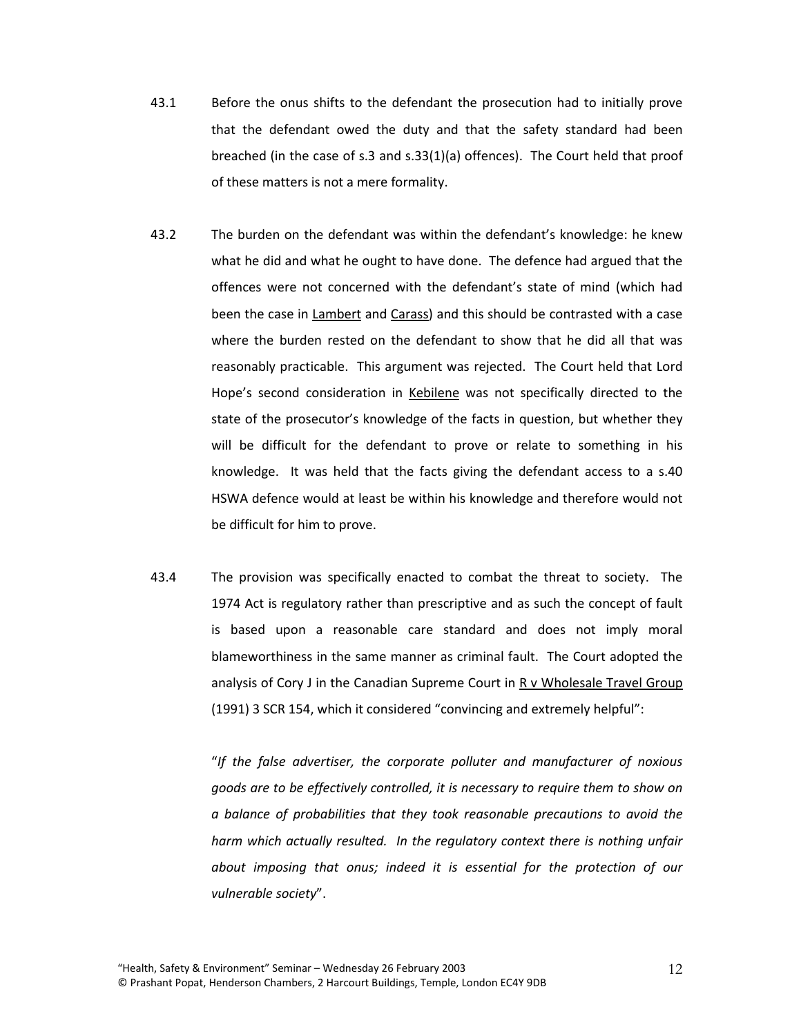43.1 Before the onus shifts to the defendant the prosecution had to initially prove that the defendant owed the duty and that the safety standard had been breached (in the case of s.3 and s.33(1)(a) offences). The Court held that proof of these matters is not a mere formality.

43.2 The burden on the defendant was within the defendant's knowledge: he knew what he did and what he ought to have done. The defence had argued that the offences were not concerned with the defendant's state of mind (which had been the case in Lambert and Carass) and this should be contrasted with a case where the burden rested on the defendant to show that he did all that was reasonably practicable. This argument was rejected. The Court held that Lord Hope's second consideration in Kebilene was not specifically directed to the state of the prosecutor's knowledge of the facts in question, but whether they will be difficult for the defendant to prove or relate to something in his knowledge. It was held that the facts giving the defendant access to a s.40 HSWA defence would at least be within his knowledge and therefore would not be difficult for him to prove.

43.4 The provision was specifically enacted to combat the threat to society. The 1974 Act is regulatory rather than prescriptive and as such the concept of fault is based upon a reasonable care standard and does not imply moral blameworthiness in the same manner as criminal fault. The Court adopted the analysis of Cory J in the Canadian Supreme Court in R v Wholesale Travel Group (1991) 3 SCR 154, which it considered "convincing and extremely helpful":

> "*If the false advertiser, the corporate polluter and manufacturer of noxious goods are to be effectively controlled, it is necessary to require them to show on a balance of probabilities that they took reasonable precautions to avoid the harm which actually resulted. In the regulatory context there is nothing unfair about imposing that onus; indeed it is essential for the protection of our vulnerable society*".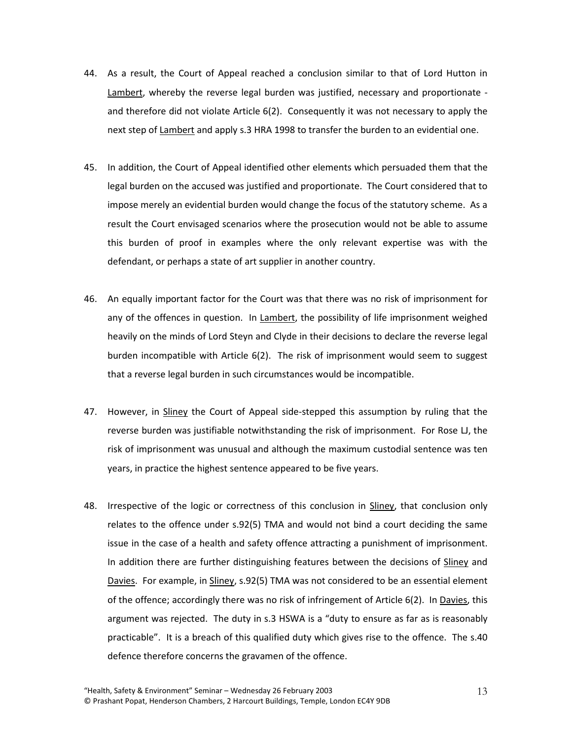44. As a result, the Court of Appeal reached a conclusion similar to that of Lord Hutton in Lambert, whereby the reverse legal burden was justified, necessary and proportionate - and therefore did not violate Article 6(2). Consequently it was not necessary to apply the next step of Lambert and apply s.3 HRA 1998 to transfer the burden to an evidential one.

45. In addition, the Court of Appeal identified other elements which persuaded them that the legal burden on the accused was justified and proportionate. The Court considered that to impose merely an evidential burden would change the focus of the statutory scheme. As a result the Court envisaged scenarios where the prosecution would not be able to assume this burden of proof in examples where the only relevant expertise was with the defendant, or perhaps a state of art supplier in another country.

46. An equally important factor for the Court was that there was no risk of imprisonment for any of the offences in question. In Lambert, the possibility of life imprisonment weighed heavily on the minds of Lord Steyn and Clyde in their decisions to declare the reverse legal burden incompatible with Article 6(2). The risk of imprisonment would seem to suggest that a reverse legal burden in such circumstances would be incompatible.

47. However, in Sliney the Court of Appeal side-stepped this assumption by ruling that the reverse burden was justifiable notwithstanding the risk of imprisonment. For Rose LJ, the risk of imprisonment was unusual and although the maximum custodial sentence was ten years, in practice the highest sentence appeared to be five years.

48. Irrespective of the logic or correctness of this conclusion in Sliney, that conclusion only relates to the offence under s.92(5) TMA and would not bind a court deciding the same issue in the case of a health and safety offence attracting a punishment of imprisonment. In addition there are further distinguishing features between the decisions of Sliney and Davies. For example, in Sliney, s.92(5) TMA was not considered to be an essential element of the offence; accordingly there was no risk of infringement of Article 6(2). In Davies, this argument was rejected. The duty in s.3 HSWA is a "duty to ensure as far as is reasonably practicable". It is a breach of this qualified duty which gives rise to the offence. The s.40 defence therefore concerns the gravamen of the offence.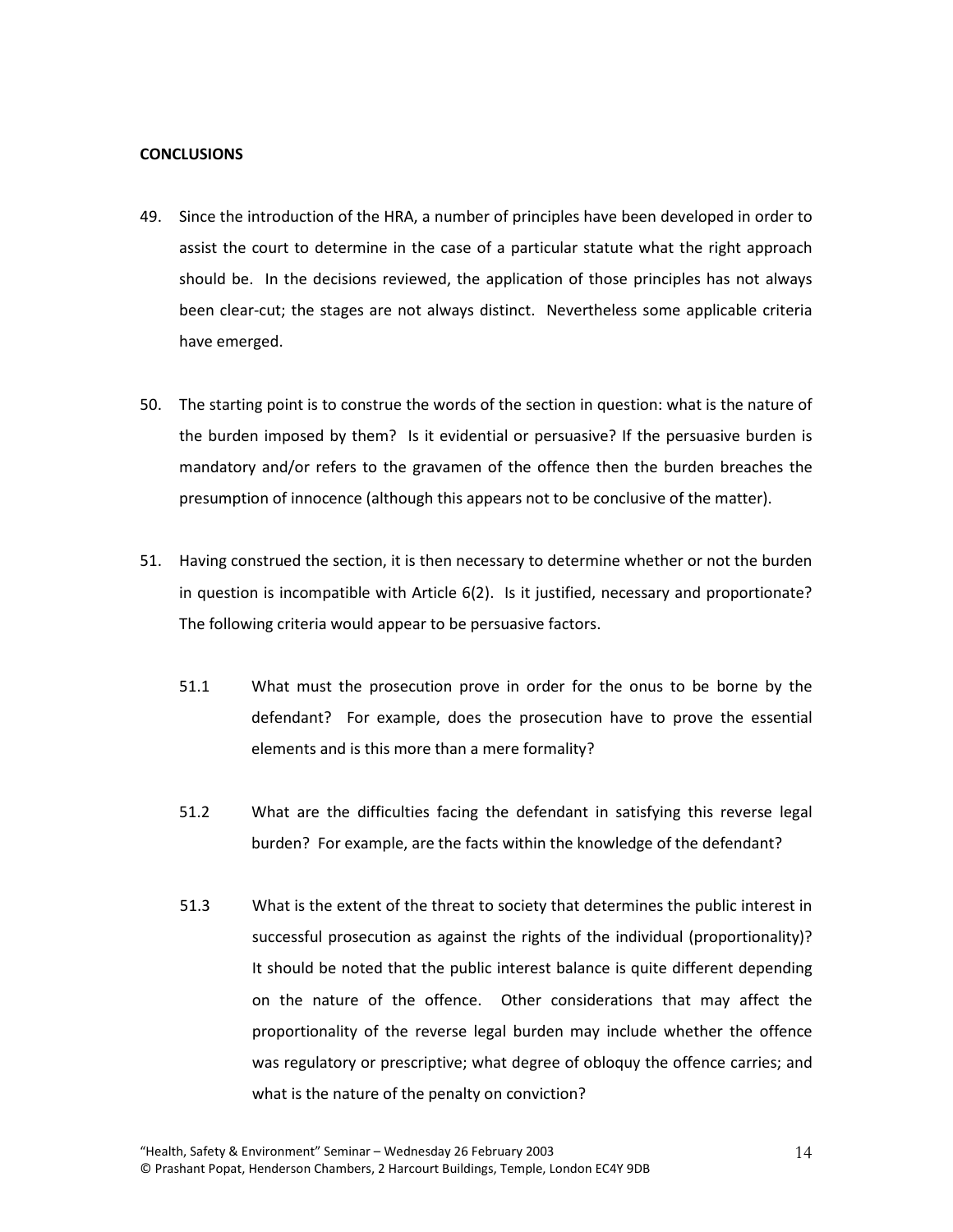**CONCLUSIONS**

49. Since the introduction of the HRA, a number of principles have been developed in order to assist the court to determine in the case of a particular statute what the right approach should be. In the decisions reviewed, the application of those principles has not always been clear-cut; the stages are not always distinct. Nevertheless some applicable criteria have emerged.

50. The starting point is to construe the words of the section in question: what is the nature of the burden imposed by them? Is it evidential or persuasive? If the persuasive burden is mandatory and/or refers to the gravamen of the offence then the burden breaches the presumption of innocence (although this appears not to be conclusive of the matter).

51. Having construed the section, it is then necessary to determine whether or not the burden in question is incompatible with Article 6(2). Is it justified, necessary and proportionate? The following criteria would appear to be persuasive factors.

    51.1 What must the prosecution prove in order for the onus to be borne by the defendant? For example, does the prosecution have to prove the essential elements and is this more than a mere formality?

    51.2 What are the difficulties facing the defendant in satisfying this reverse legal burden? For example, are the facts within the knowledge of the defendant?

    51.3 What is the extent of the threat to society that determines the public interest in successful prosecution as against the rights of the individual (proportionality)? It should be noted that the public interest balance is quite different depending on the nature of the offence. Other considerations that may affect the proportionality of the reverse legal burden may include whether the offence was regulatory or prescriptive; what degree of obloquy the offence carries; and what is the nature of the penalty on conviction?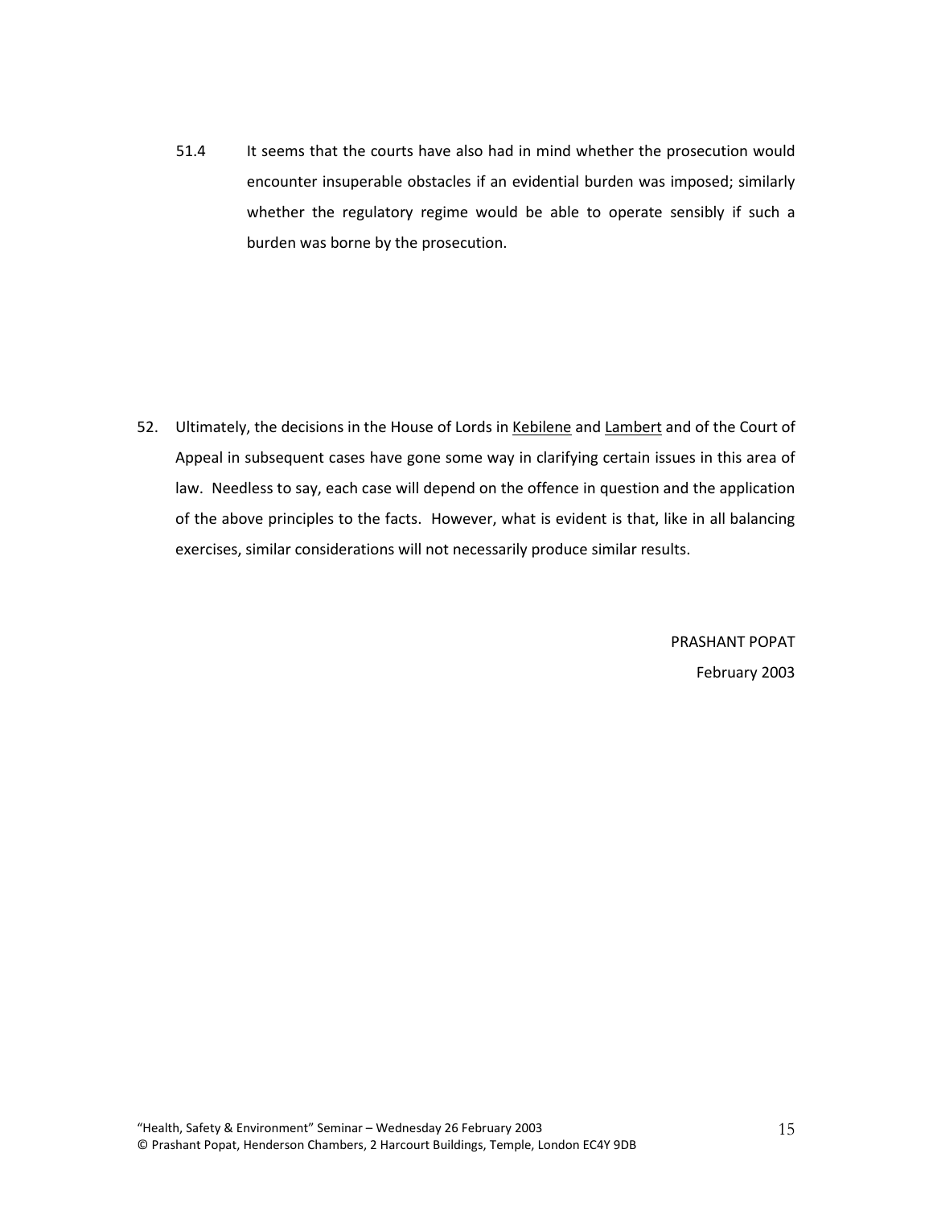51.4 It seems that the courts have also had in mind whether the prosecution would encounter insuperable obstacles if an evidential burden was imposed; similarly whether the regulatory regime would be able to operate sensibly if such a burden was borne by the prosecution.

52. Ultimately, the decisions in the House of Lords in Kebilene and Lambert and of the Court of Appeal in subsequent cases have gone some way in clarifying certain issues in this area of law. Needless to say, each case will depend on the offence in question and the application of the above principles to the facts. However, what is evident is that, like in all balancing exercises, similar considerations will not necessarily produce similar results.

PRASHANT POPAT

February 2003